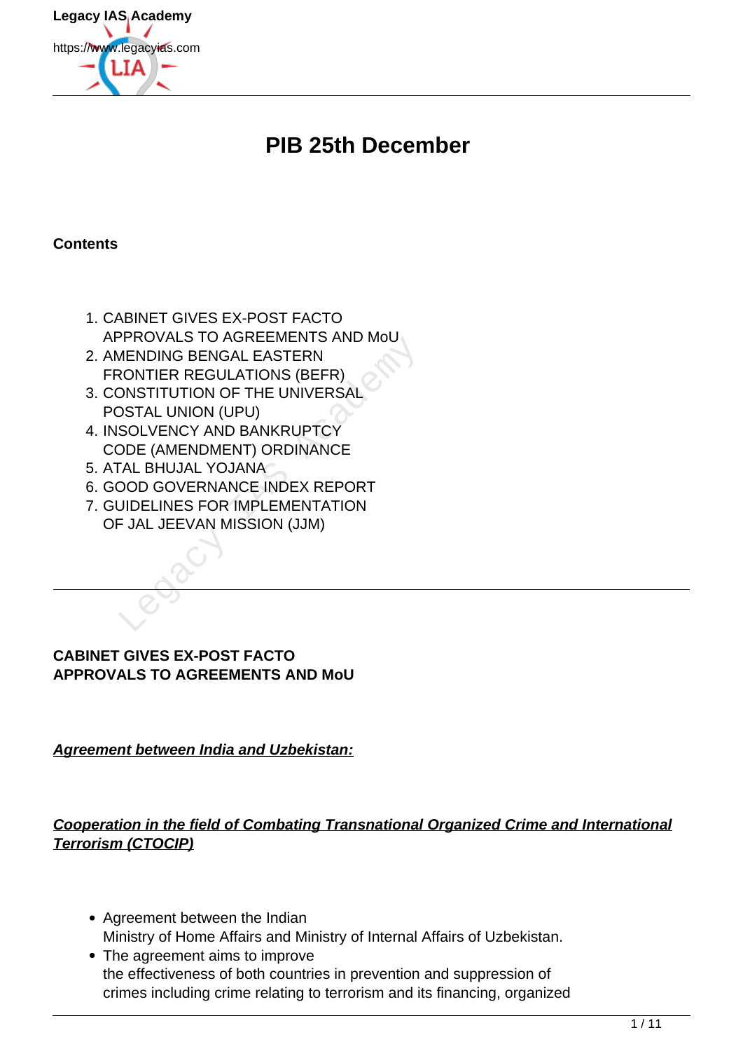# PIB 25th December

**Contents**

1. CABINET GIVES EX-POST FACTO APPROVALS TO AGREEMENTS AND MoU
2. AMENDING BENGAL EASTERN FRONTIER REGULATIONS (BEFR)
3. CONSTITUTION OF THE UNIVERSAL POSTAL UNION (UPU)
4. INSOLVENCY AND BANKRUPTCY CODE (AMENDMENT) ORDINANCE
5. ATAL BHUJAL YOJANA
6. GOOD GOVERNANCE INDEX REPORT
7. GUIDELINES FOR IMPLEMENTATION OF JAL JEEVAN MISSION (JJM)

---

## CABINET GIVES EX-POST FACTO APPROVALS TO AGREEMENTS AND MoU

***Agreement between India and Uzbekistan:***

***Cooperation in the field of Combating Transnational Organized Crime and International Terrorism (CTOCIP)***

- Agreement between the Indian Ministry of Home Affairs and Ministry of Internal Affairs of Uzbekistan.
- The agreement aims to improve the effectiveness of both countries in prevention and suppression of crimes including crime relating to terrorism and its financing, organized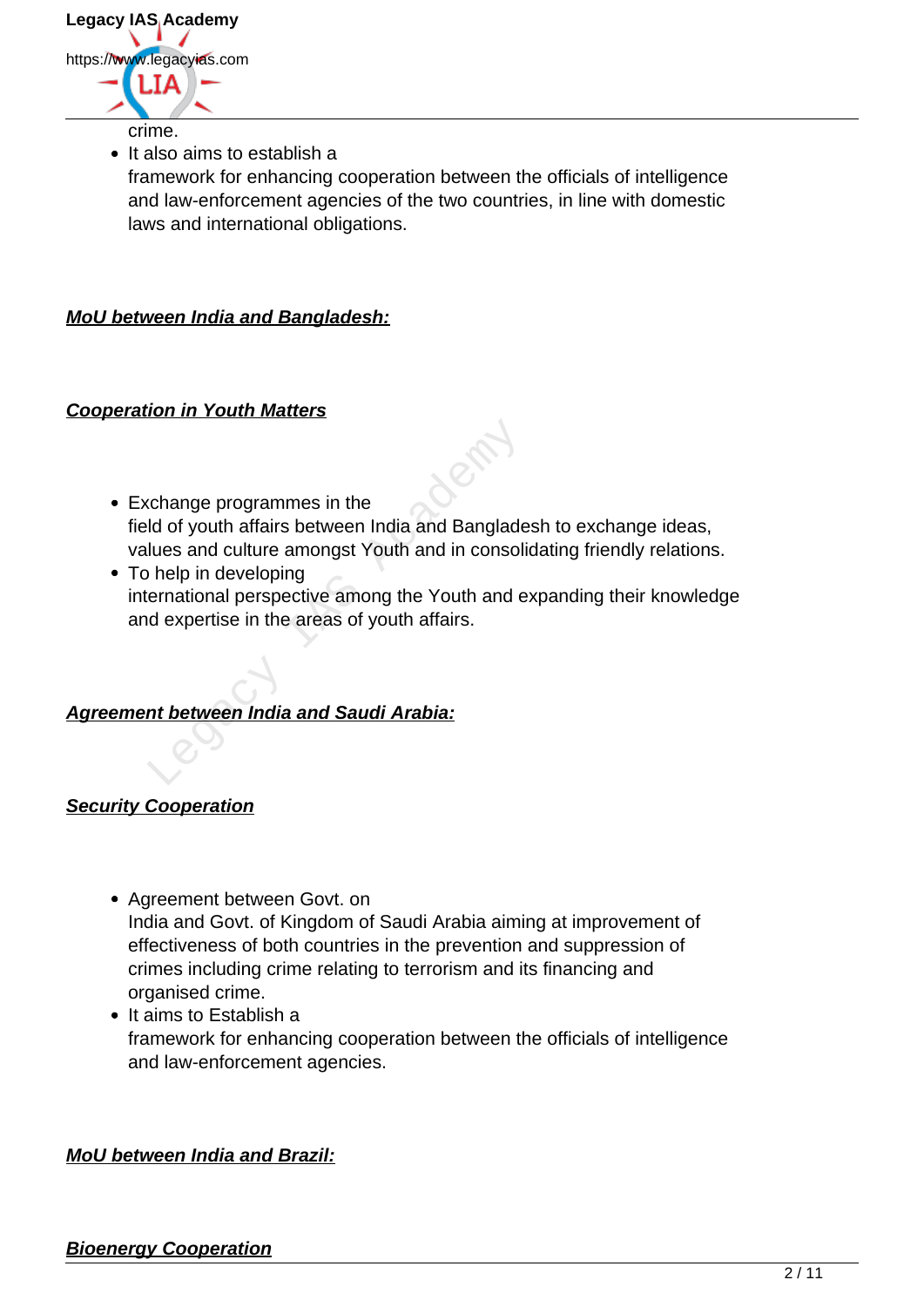crime.

- It also aims to establish a framework for enhancing cooperation between the officials of intelligence and law-enforcement agencies of the two countries, in line with domestic laws and international obligations.

***MoU between India and Bangladesh:***

***Cooperation in Youth Matters***

- Exchange programmes in the field of youth affairs between India and Bangladesh to exchange ideas, values and culture amongst Youth and in consolidating friendly relations.
- To help in developing international perspective among the Youth and expanding their knowledge and expertise in the areas of youth affairs.

***Agreement between India and Saudi Arabia:***

***Security Cooperation***

- Agreement between Govt. on India and Govt. of Kingdom of Saudi Arabia aiming at improvement of effectiveness of both countries in the prevention and suppression of crimes including crime relating to terrorism and its financing and organised crime.
- It aims to Establish a framework for enhancing cooperation between the officials of intelligence and law-enforcement agencies.

***MoU between India and Brazil:***

***Bioenergy Cooperation***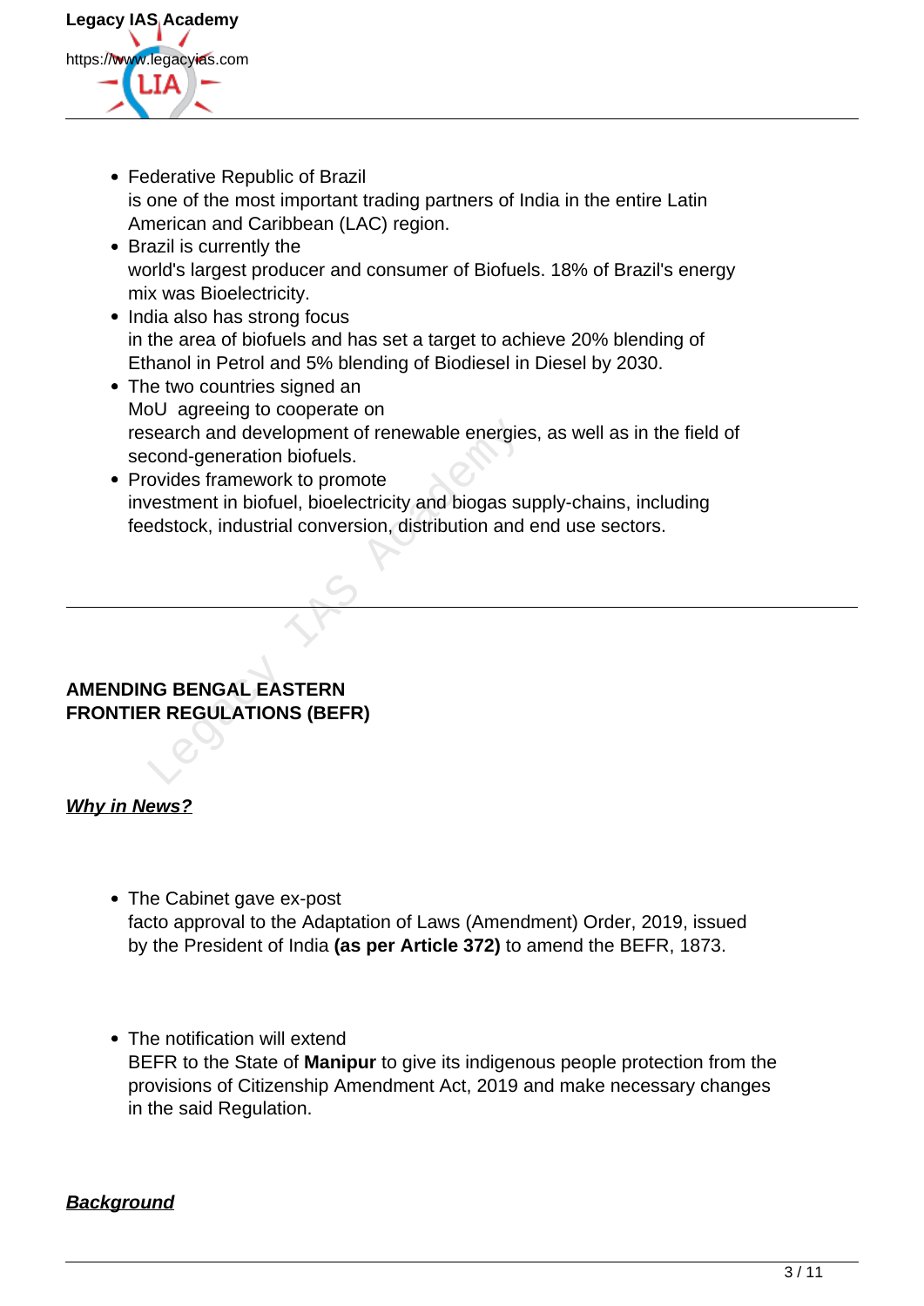- Federative Republic of Brazil is one of the most important trading partners of India in the entire Latin American and Caribbean (LAC) region.
- Brazil is currently the world's largest producer and consumer of Biofuels. 18% of Brazil's energy mix was Bioelectricity.
- India also has strong focus in the area of biofuels and has set a target to achieve 20% blending of Ethanol in Petrol and 5% blending of Biodiesel in Diesel by 2030.
- The two countries signed an MoU agreeing to cooperate on research and development of renewable energies, as well as in the field of second-generation biofuels.
- Provides framework to promote investment in biofuel, bioelectricity and biogas supply-chains, including feedstock, industrial conversion, distribution and end use sectors.

---

## AMENDING BENGAL EASTERN FRONTIER REGULATIONS (BEFR)

***Why in News?***

- The Cabinet gave ex-post facto approval to the Adaptation of Laws (Amendment) Order, 2019, issued by the President of India **(as per Article 372)** to amend the BEFR, 1873.

- The notification will extend BEFR to the State of **Manipur** to give its indigenous people protection from the provisions of Citizenship Amendment Act, 2019 and make necessary changes in the said Regulation.

***Background***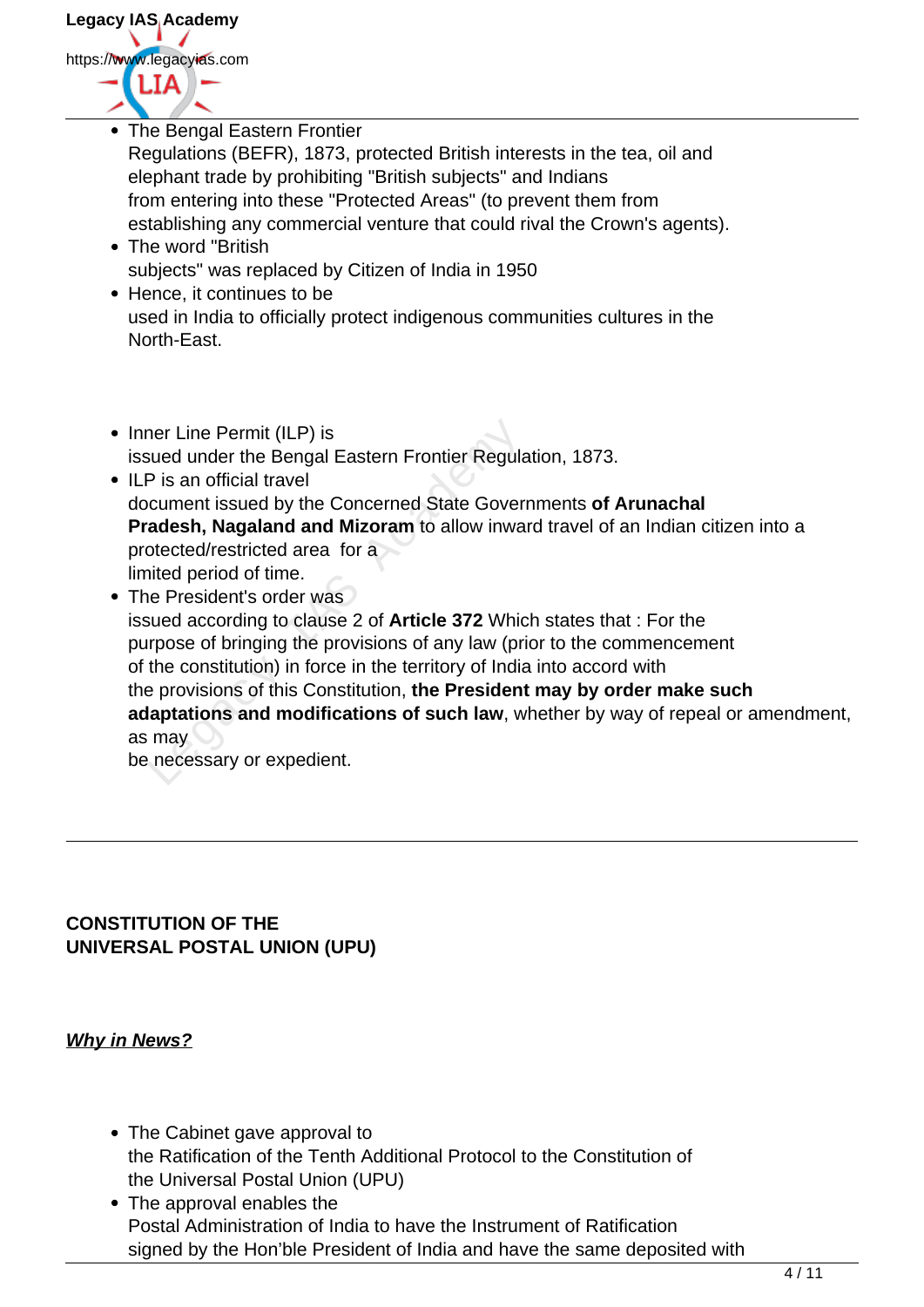- The Bengal Eastern Frontier Regulations (BEFR), 1873, protected British interests in the tea, oil and elephant trade by prohibiting "British subjects" and Indians from entering into these "Protected Areas" (to prevent them from establishing any commercial venture that could rival the Crown's agents).
- The word "British subjects" was replaced by Citizen of India in 1950
- Hence, it continues to be used in India to officially protect indigenous communities cultures in the North-East.

- Inner Line Permit (ILP) is issued under the Bengal Eastern Frontier Regulation, 1873.
- ILP is an official travel document issued by the Concerned State Governments **of Arunachal Pradesh, Nagaland and Mizoram** to allow inward travel of an Indian citizen into a protected/restricted area for a limited period of time.
- The President's order was issued according to clause 2 of **Article 372** Which states that : For the purpose of bringing the provisions of any law (prior to the commencement of the constitution) in force in the territory of India into accord with the provisions of this Constitution, **the President may by order make such adaptations and modifications of such law**, whether by way of repeal or amendment, as may be necessary or expedient.

---

## CONSTITUTION OF THE UNIVERSAL POSTAL UNION (UPU)

***Why in News?***

- The Cabinet gave approval to the Ratification of the Tenth Additional Protocol to the Constitution of the Universal Postal Union (UPU)
- The approval enables the Postal Administration of India to have the Instrument of Ratification signed by the Hon'ble President of India and have the same deposited with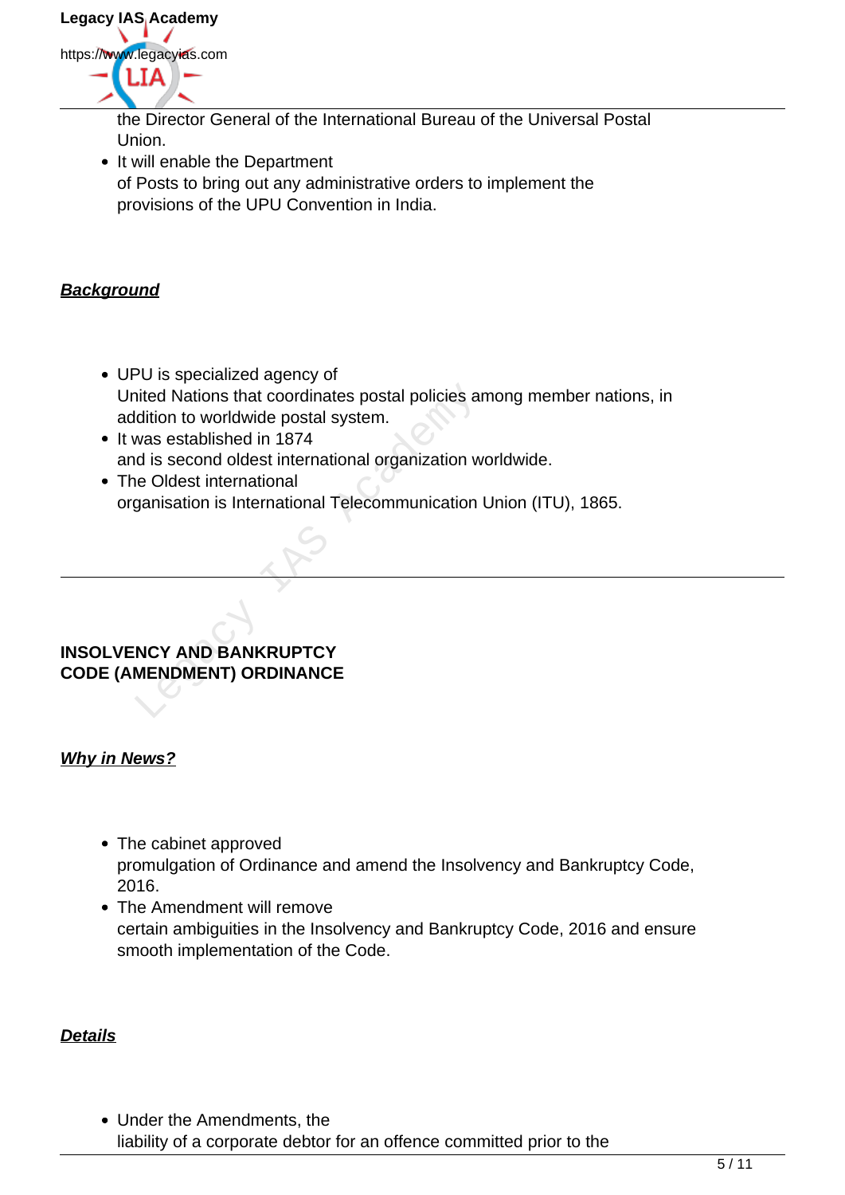the Director General of the International Bureau of the Universal Postal Union.

- It will enable the Department of Posts to bring out any administrative orders to implement the provisions of the UPU Convention in India.

***Background***

- UPU is specialized agency of United Nations that coordinates postal policies among member nations, in addition to worldwide postal system.
- It was established in 1874 and is second oldest international organization worldwide.
- The Oldest international organisation is International Telecommunication Union (ITU), 1865.

---

**INSOLVENCY AND BANKRUPTCY CODE (AMENDMENT) ORDINANCE**

***Why in News?***

- The cabinet approved promulgation of Ordinance and amend the Insolvency and Bankruptcy Code, 2016.
- The Amendment will remove certain ambiguities in the Insolvency and Bankruptcy Code, 2016 and ensure smooth implementation of the Code.

***Details***

- Under the Amendments, the liability of a corporate debtor for an offence committed prior to the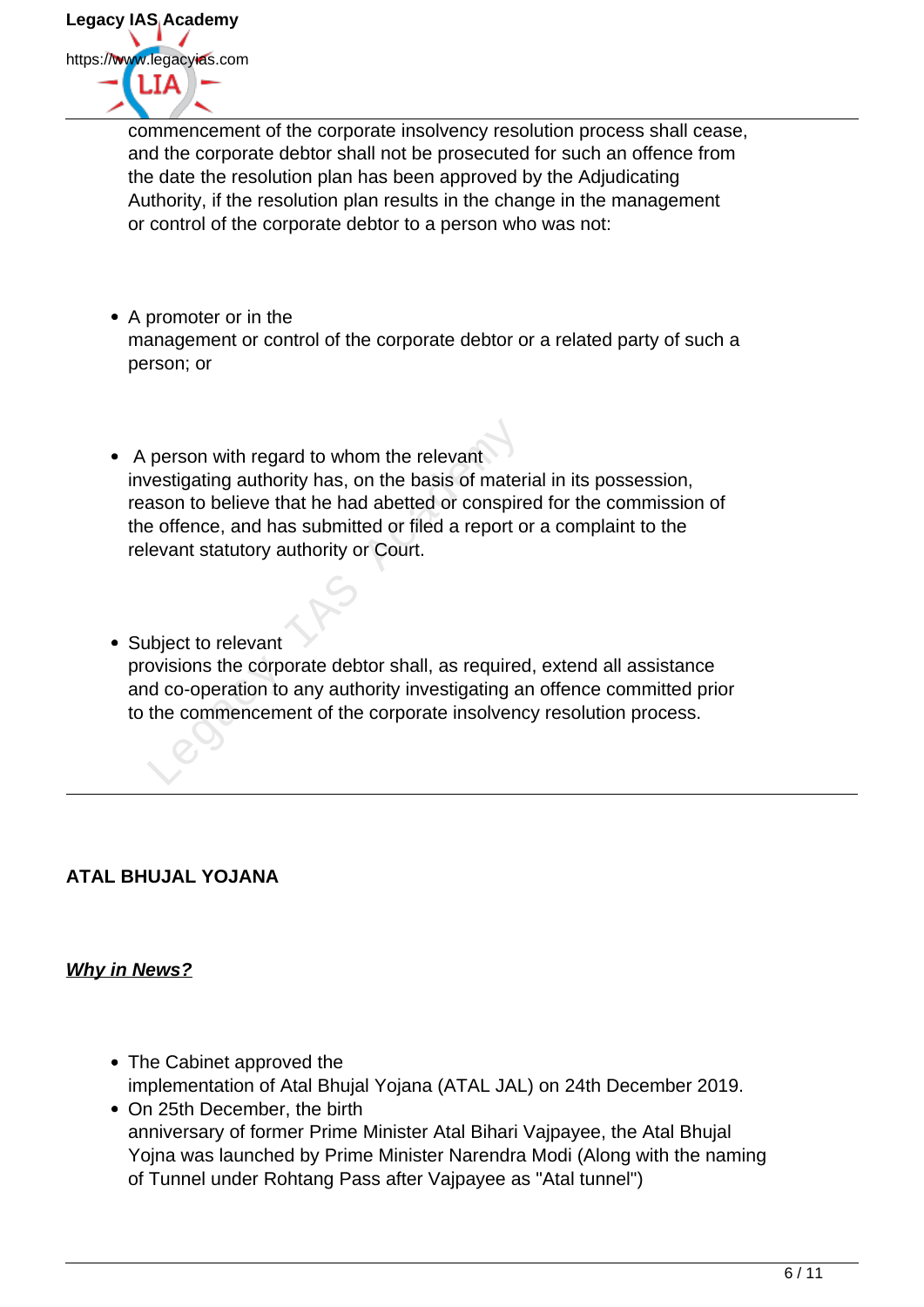commencement of the corporate insolvency resolution process shall cease, and the corporate debtor shall not be prosecuted for such an offence from the date the resolution plan has been approved by the Adjudicating Authority, if the resolution plan results in the change in the management or control of the corporate debtor to a person who was not:

- A promoter or in the management or control of the corporate debtor or a related party of such a person; or
- A person with regard to whom the relevant investigating authority has, on the basis of material in its possession, reason to believe that he had abetted or conspired for the commission of the offence, and has submitted or filed a report or a complaint to the relevant statutory authority or Court.
- Subject to relevant provisions the corporate debtor shall, as required, extend all assistance and co-operation to any authority investigating an offence committed prior to the commencement of the corporate insolvency resolution process.

---

**ATAL BHUJAL YOJANA**

***Why in News?***

- The Cabinet approved the implementation of Atal Bhujal Yojana (ATAL JAL) on 24th December 2019.
- On 25th December, the birth anniversary of former Prime Minister Atal Bihari Vajpayee, the Atal Bhujal Yojna was launched by Prime Minister Narendra Modi (Along with the naming of Tunnel under Rohtang Pass after Vajpayee as "Atal tunnel")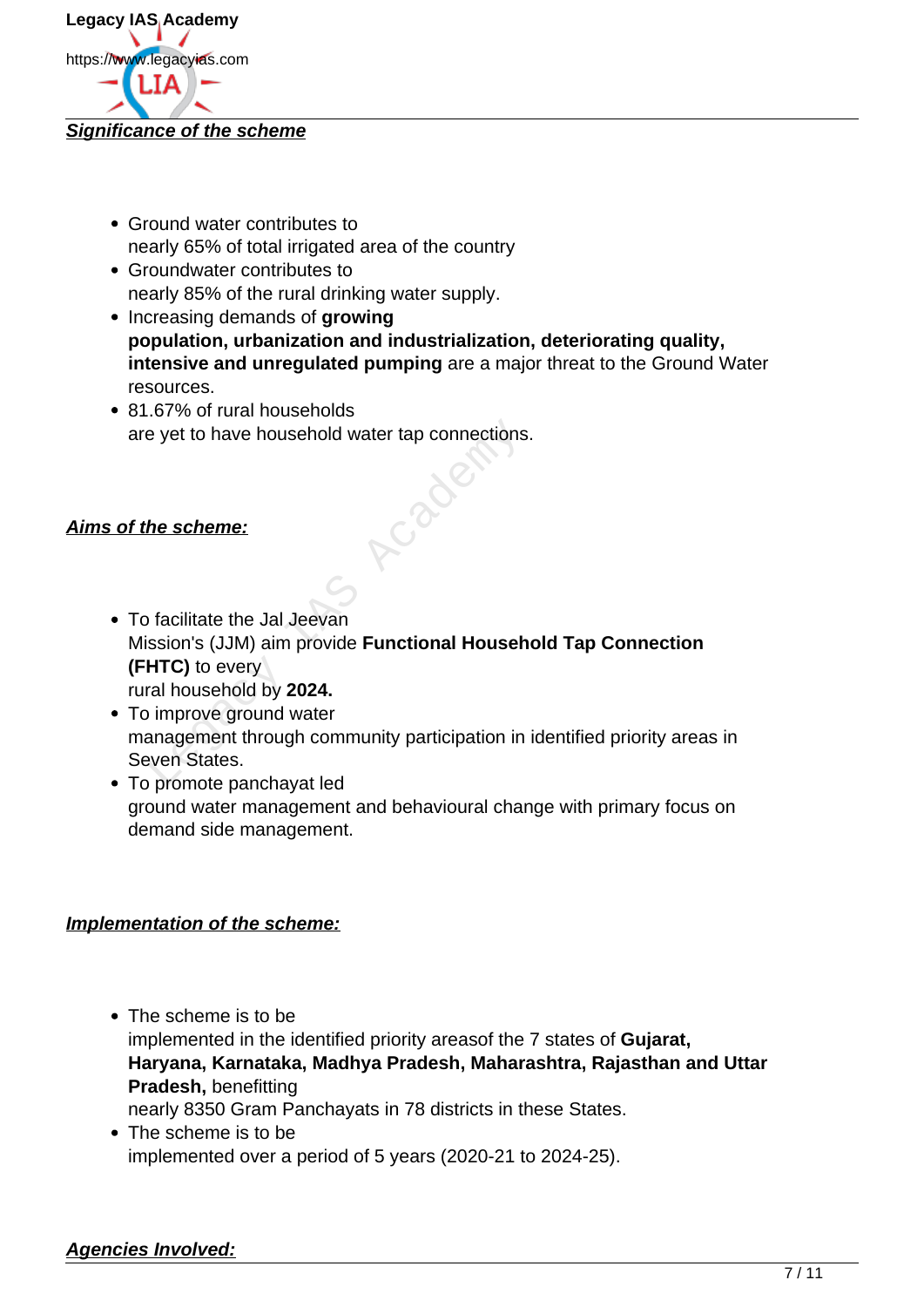***Significance of the scheme***

- Ground water contributes to nearly 65% of total irrigated area of the country
- Groundwater contributes to nearly 85% of the rural drinking water supply.
- Increasing demands of **growing population, urbanization and industrialization, deteriorating quality, intensive and unregulated pumping** are a major threat to the Ground Water resources.
- 81.67% of rural households are yet to have household water tap connections.

***Aims of the scheme:***

- To facilitate the Jal Jeevan Mission's (JJM) aim provide **Functional Household Tap Connection (FHTC)** to every rural household by **2024.**
- To improve ground water management through community participation in identified priority areas in Seven States.
- To promote panchayat led ground water management and behavioural change with primary focus on demand side management.

***Implementation of the scheme:***

- The scheme is to be implemented in the identified priority areasof the 7 states of **Gujarat, Haryana, Karnataka, Madhya Pradesh, Maharashtra, Rajasthan and Uttar Pradesh,** benefitting nearly 8350 Gram Panchayats in 78 districts in these States.
- The scheme is to be implemented over a period of 5 years (2020-21 to 2024-25).

***Agencies Involved:***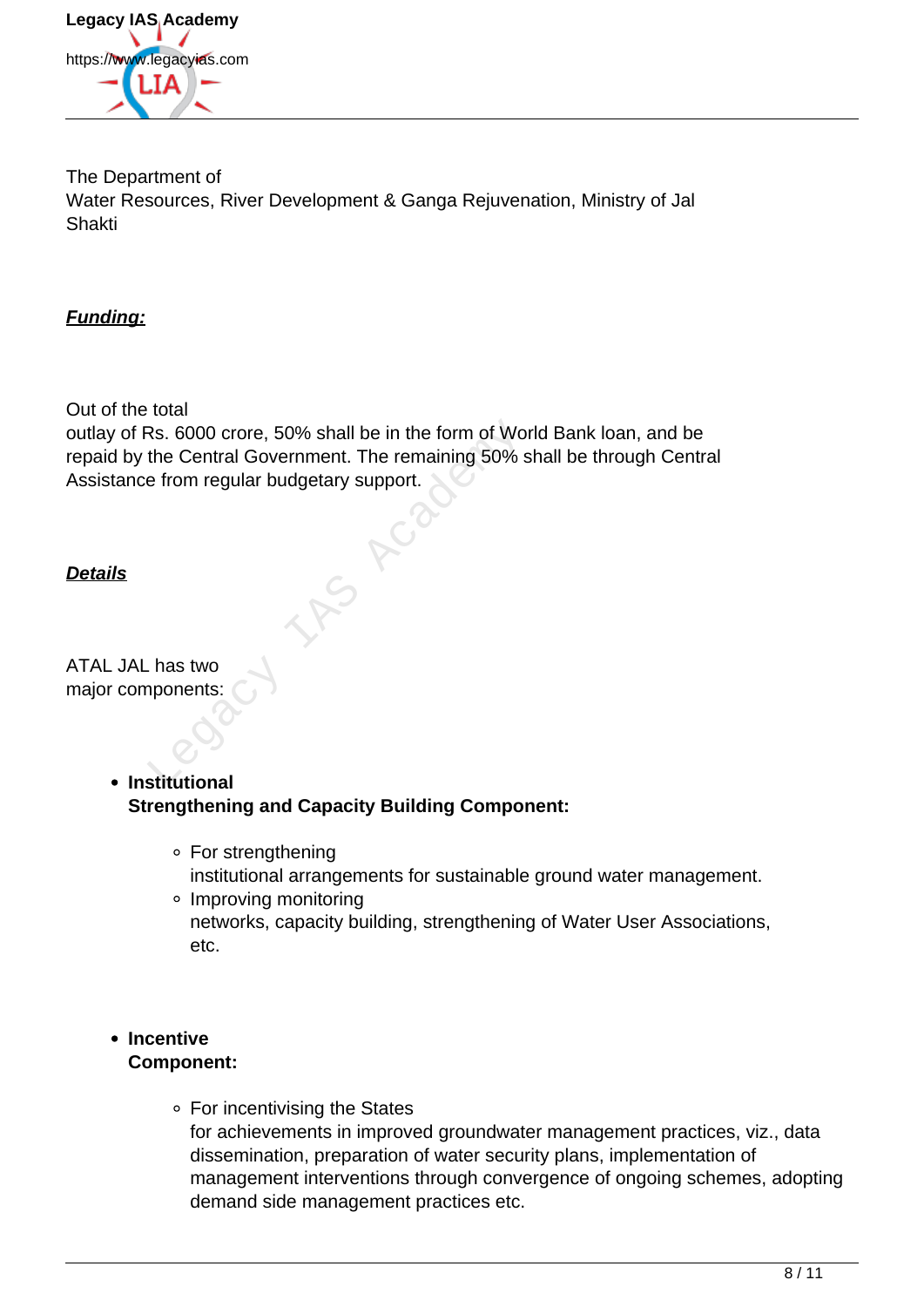The Department of Water Resources, River Development & Ganga Rejuvenation, Ministry of Jal Shakti

***Funding:***

Out of the total outlay of Rs. 6000 crore, 50% shall be in the form of World Bank loan, and be repaid by the Central Government. The remaining 50% shall be through Central Assistance from regular budgetary support.

***Details***

ATAL JAL has two major components:

- **Institutional Strengthening and Capacity Building Component:**
  - For strengthening institutional arrangements for sustainable ground water management.
  - Improving monitoring networks, capacity building, strengthening of Water User Associations, etc.

- **Incentive Component:**
  - For incentivising the States for achievements in improved groundwater management practices, viz., data dissemination, preparation of water security plans, implementation of management interventions through convergence of ongoing schemes, adopting demand side management practices etc.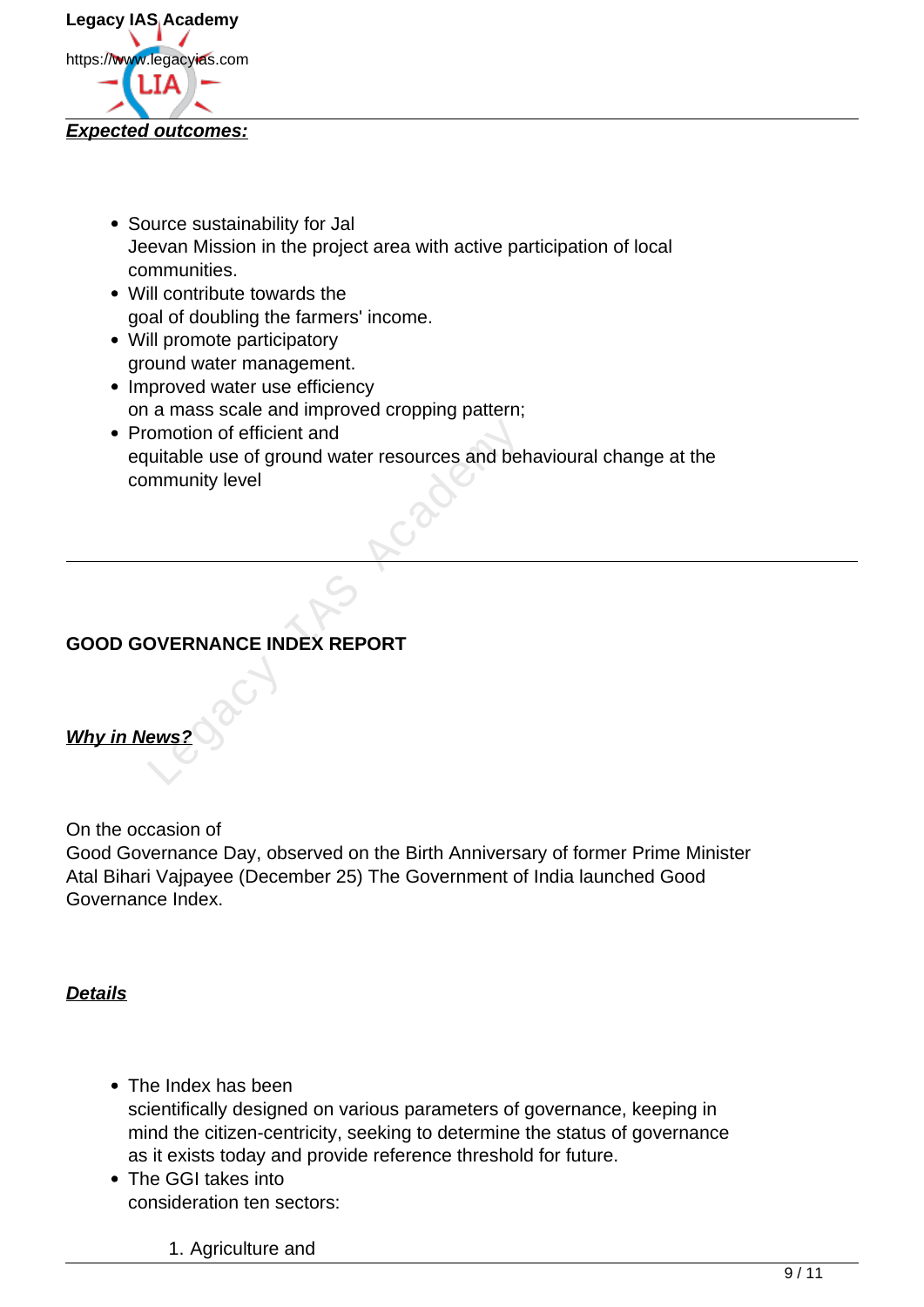***Expected outcomes:***

- Source sustainability for Jal Jeevan Mission in the project area with active participation of local communities.
- Will contribute towards the goal of doubling the farmers' income.
- Will promote participatory ground water management.
- Improved water use efficiency on a mass scale and improved cropping pattern;
- Promotion of efficient and equitable use of ground water resources and behavioural change at the community level

---

**GOOD GOVERNANCE INDEX REPORT**

***Why in News?***

On the occasion of Good Governance Day, observed on the Birth Anniversary of former Prime Minister Atal Bihari Vajpayee (December 25) The Government of India launched Good Governance Index.

***Details***

- The Index has been scientifically designed on various parameters of governance, keeping in mind the citizen-centricity, seeking to determine the status of governance as it exists today and provide reference threshold for future.
- The GGI takes into consideration ten sectors:

    1. Agriculture and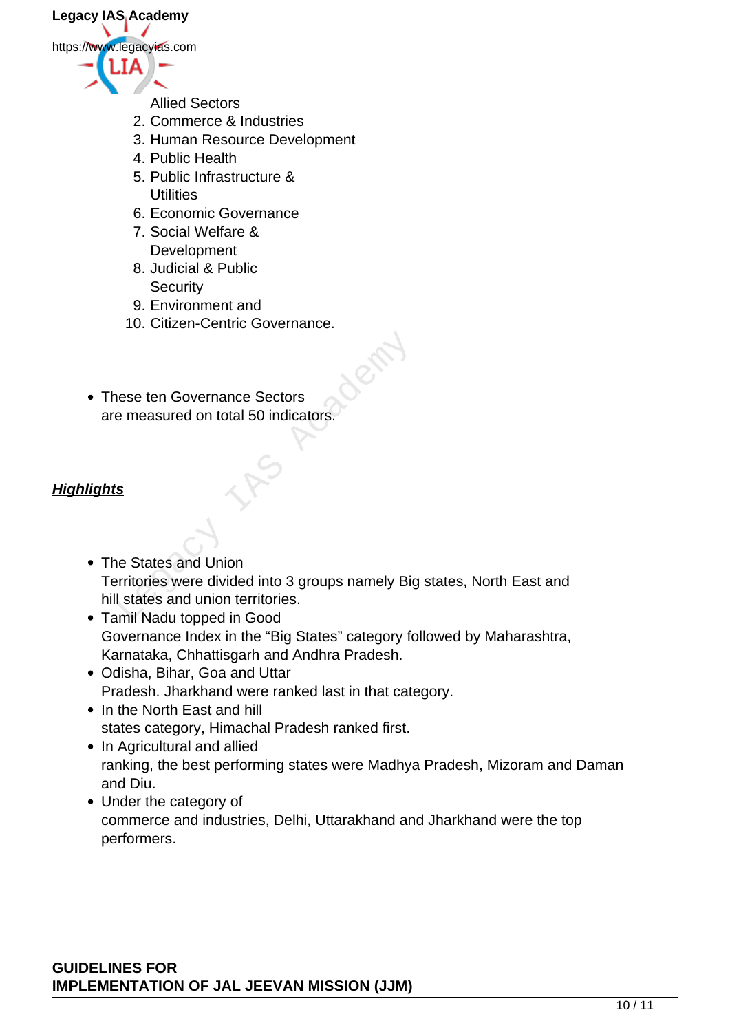Allied Sectors
2. Commerce & Industries
3. Human Resource Development
4. Public Health
5. Public Infrastructure & Utilities
6. Economic Governance
7. Social Welfare & Development
8. Judicial & Public Security
9. Environment and
10. Citizen-Centric Governance.

- These ten Governance Sectors are measured on total 50 indicators.

***Highlights***

- The States and Union Territories were divided into 3 groups namely Big states, North East and hill states and union territories.
- Tamil Nadu topped in Good Governance Index in the "Big States" category followed by Maharashtra, Karnataka, Chhattisgarh and Andhra Pradesh.
- Odisha, Bihar, Goa and Uttar Pradesh. Jharkhand were ranked last in that category.
- In the North East and hill states category, Himachal Pradesh ranked first.
- In Agricultural and allied ranking, the best performing states were Madhya Pradesh, Mizoram and Daman and Diu.
- Under the category of commerce and industries, Delhi, Uttarakhand and Jharkhand were the top performers.

---

**GUIDELINES FOR IMPLEMENTATION OF JAL JEEVAN MISSION (JJM)**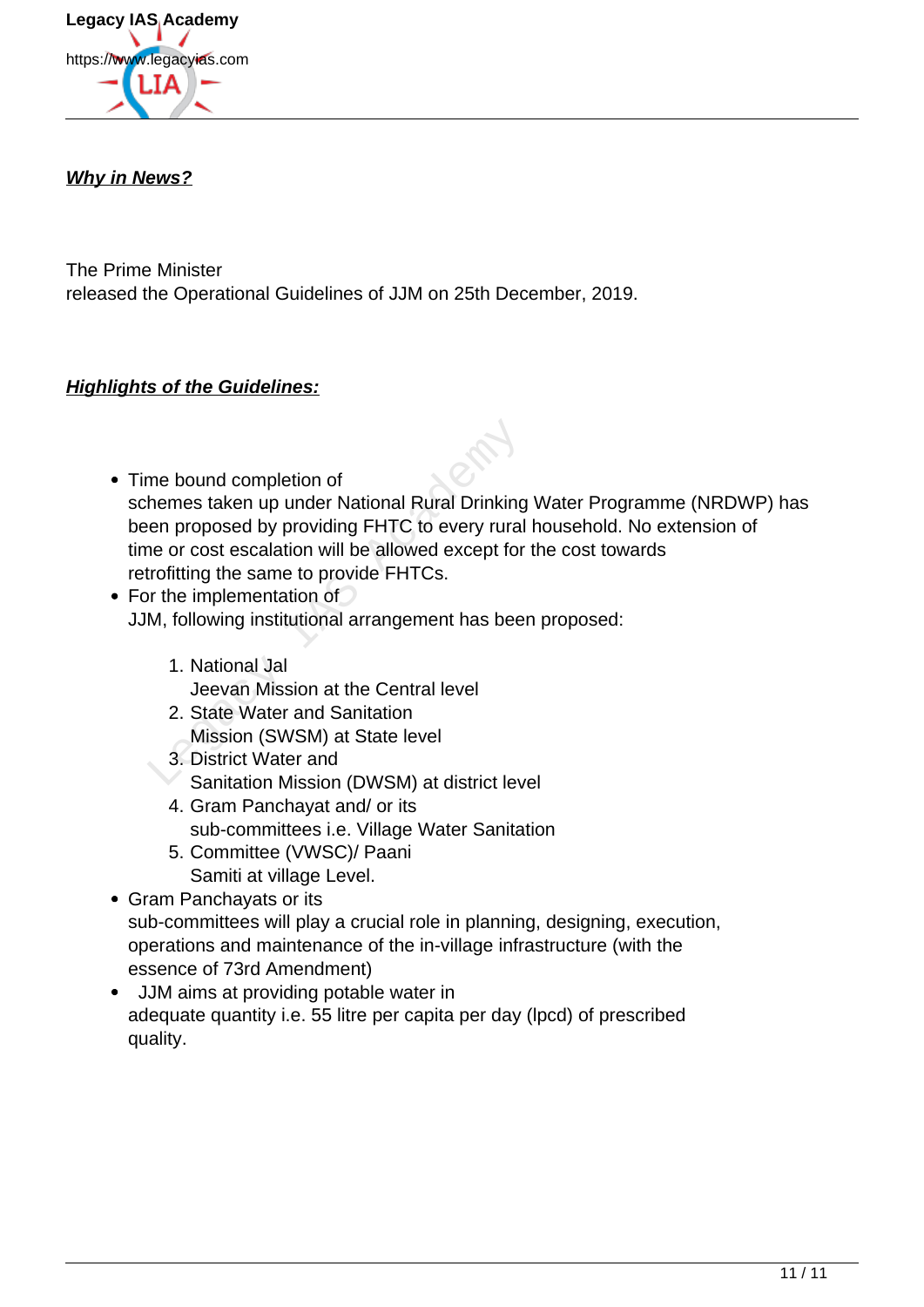***Why in News?***

The Prime Minister released the Operational Guidelines of JJM on 25th December, 2019.

***Highlights of the Guidelines:***

- Time bound completion of schemes taken up under National Rural Drinking Water Programme (NRDWP) has been proposed by providing FHTC to every rural household. No extension of time or cost escalation will be allowed except for the cost towards retrofitting the same to provide FHTCs.
- For the implementation of JJM, following institutional arrangement has been proposed:
    1. National Jal Jeevan Mission at the Central level
    2. State Water and Sanitation Mission (SWSM) at State level
    3. District Water and Sanitation Mission (DWSM) at district level
    4. Gram Panchayat and/ or its sub-committees i.e. Village Water Sanitation
    5. Committee (VWSC)/ Paani Samiti at village Level.
- Gram Panchayats or its sub-committees will play a crucial role in planning, designing, execution, operations and maintenance of the in-village infrastructure (with the essence of 73rd Amendment)
- JJM aims at providing potable water in adequate quantity i.e. 55 litre per capita per day (lpcd) of prescribed quality.